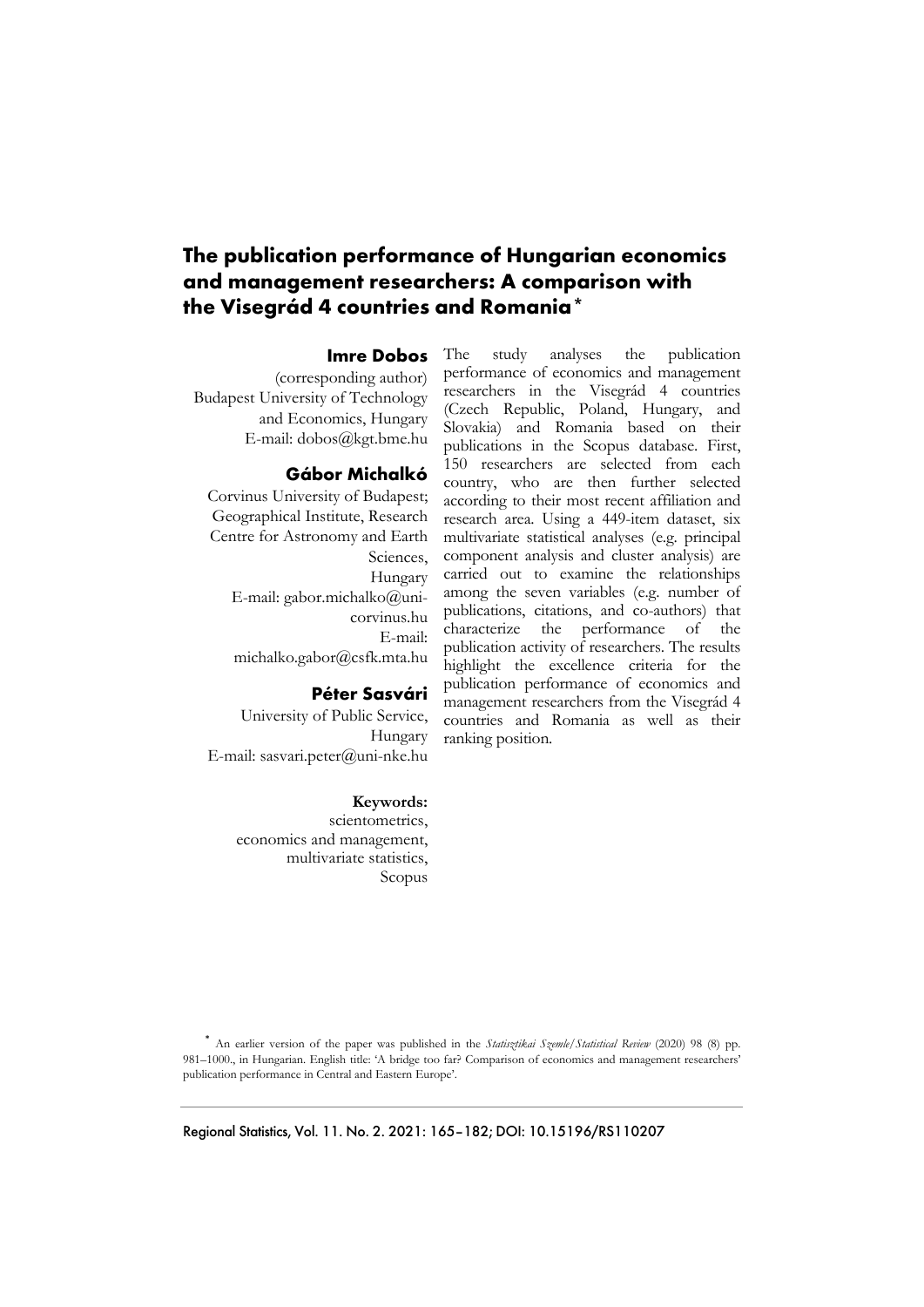# The publication performance of Hungarian economics and management researchers: A comparison with the Visegrád 4 countries and Romania*

**Imre Dobos**
(corresponding author)
Budapest University of Technology and Economics, Hungary
E-mail: dobos@kgt.bme.hu

**Gábor Michalkó**
Corvinus University of Budapest; Geographical Institute, Research Centre for Astronomy and Earth Sciences, Hungary
E-mail: gabor.michalko@uni-corvinus.hu
E-mail: michalko.gabor@csfk.mta.hu

**Péter Sasvári**
University of Public Service, Hungary
E-mail: sasvari.peter@uni-nke.hu

**Keywords:**
scientometrics,
economics and management,
multivariate statistics,
Scopus

The study analyses the publication performance of economics and management researchers in the Visegrád 4 countries (Czech Republic, Poland, Hungary, and Slovakia) and Romania based on their publications in the Scopus database. First, 150 researchers are selected from each country, who are then further selected according to their most recent affiliation and research area. Using a 449-item dataset, six multivariate statistical analyses (e.g. principal component analysis and cluster analysis) are carried out to examine the relationships among the seven variables (e.g. number of publications, citations, and co-authors) that characterize the performance of the publication activity of researchers. The results highlight the excellence criteria for the publication performance of economics and management researchers from the Visegrád 4 countries and Romania as well as their ranking position.

* An earlier version of the paper was published in the *Statisztikai Szemle/Statistical Review* (2020) 98 (8) pp. 981–1000., in Hungarian. English title: 'A bridge too far? Comparison of economics and management researchers' publication performance in Central and Eastern Europe'.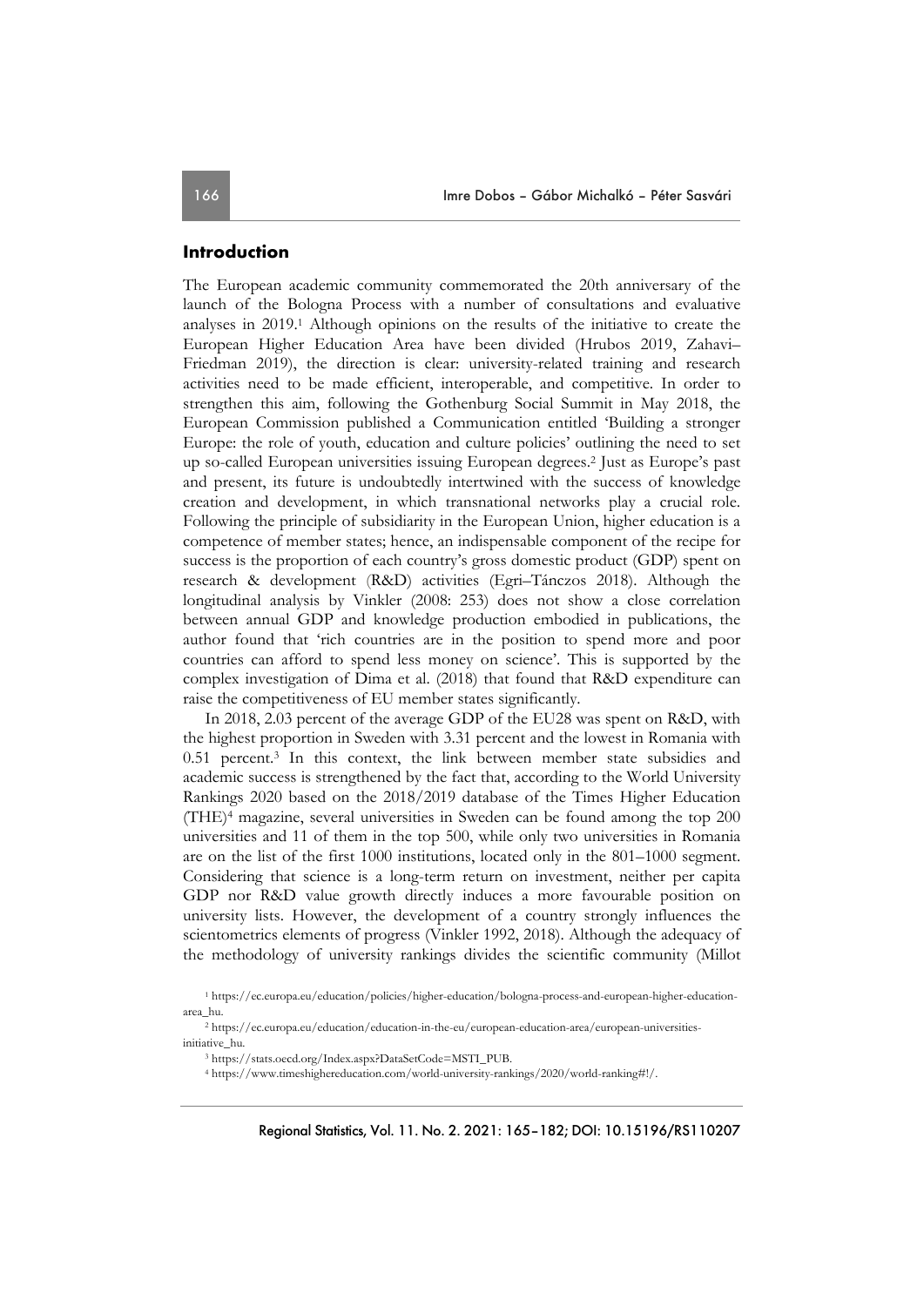## Introduction

The European academic community commemorated the 20th anniversary of the launch of the Bologna Process with a number of consultations and evaluative analyses in 2019.[1] Although opinions on the results of the initiative to create the European Higher Education Area have been divided (Hrubos 2019, Zahavi–Friedman 2019), the direction is clear: university-related training and research activities need to be made efficient, interoperable, and competitive. In order to strengthen this aim, following the Gothenburg Social Summit in May 2018, the European Commission published a Communication entitled 'Building a stronger Europe: the role of youth, education and culture policies' outlining the need to set up so-called European universities issuing European degrees.[2] Just as Europe's past and present, its future is undoubtedly intertwined with the success of knowledge creation and development, in which transnational networks play a crucial role. Following the principle of subsidiarity in the European Union, higher education is a competence of member states; hence, an indispensable component of the recipe for success is the proportion of each country's gross domestic product (GDP) spent on research & development (R&D) activities (Egri–Tánczos 2018). Although the longitudinal analysis by Vinkler (2008: 253) does not show a close correlation between annual GDP and knowledge production embodied in publications, the author found that 'rich countries are in the position to spend more and poor countries can afford to spend less money on science'. This is supported by the complex investigation of Dima et al. (2018) that found that R&D expenditure can raise the competitiveness of EU member states significantly.

In 2018, 2.03 percent of the average GDP of the EU28 was spent on R&D, with the highest proportion in Sweden with 3.31 percent and the lowest in Romania with 0.51 percent.[3] In this context, the link between member state subsidies and academic success is strengthened by the fact that, according to the World University Rankings 2020 based on the 2018/2019 database of the Times Higher Education (THE)[4] magazine, several universities in Sweden can be found among the top 200 universities and 11 of them in the top 500, while only two universities in Romania are on the list of the first 1000 institutions, located only in the 801–1000 segment. Considering that science is a long-term return on investment, neither per capita GDP nor R&D value growth directly induces a more favourable position on university lists. However, the development of a country strongly influences the scientometrics elements of progress (Vinkler 1992, 2018). Although the adequacy of the methodology of university rankings divides the scientific community (Millot

[1] https://ec.europa.eu/education/policies/higher-education/bologna-process-and-european-higher-education-area_hu.

[2] https://ec.europa.eu/education/education-in-the-eu/european-education-area/european-universities-initiative_hu.

[3] https://stats.oecd.org/Index.aspx?DataSetCode=MSTI_PUB.

[4] https://www.timeshighereducation.com/world-university-rankings/2020/world-ranking#!/.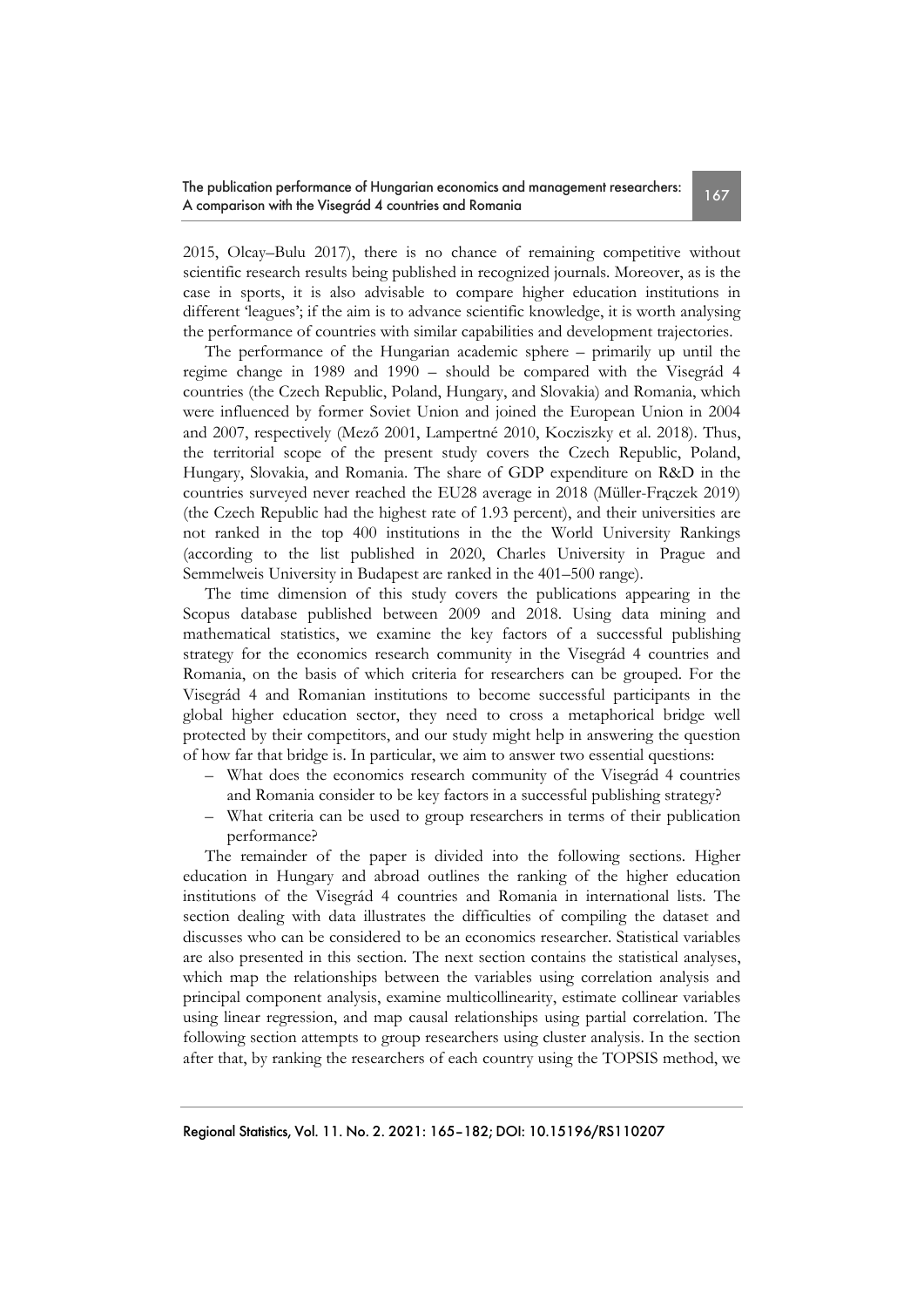2015, Olcay–Bulu 2017), there is no chance of remaining competitive without scientific research results being published in recognized journals. Moreover, as is the case in sports, it is also advisable to compare higher education institutions in different 'leagues'; if the aim is to advance scientific knowledge, it is worth analysing the performance of countries with similar capabilities and development trajectories.

The performance of the Hungarian academic sphere – primarily up until the regime change in 1989 and 1990 – should be compared with the Visegrád 4 countries (the Czech Republic, Poland, Hungary, and Slovakia) and Romania, which were influenced by former Soviet Union and joined the European Union in 2004 and 2007, respectively (Mező 2001, Lampertné 2010, Kocziszky et al. 2018). Thus, the territorial scope of the present study covers the Czech Republic, Poland, Hungary, Slovakia, and Romania. The share of GDP expenditure on R&D in the countries surveyed never reached the EU28 average in 2018 (Müller-Frączek 2019) (the Czech Republic had the highest rate of 1.93 percent), and their universities are not ranked in the top 400 institutions in the the World University Rankings (according to the list published in 2020, Charles University in Prague and Semmelweis University in Budapest are ranked in the 401–500 range).

The time dimension of this study covers the publications appearing in the Scopus database published between 2009 and 2018. Using data mining and mathematical statistics, we examine the key factors of a successful publishing strategy for the economics research community in the Visegrád 4 countries and Romania, on the basis of which criteria for researchers can be grouped. For the Visegrád 4 and Romanian institutions to become successful participants in the global higher education sector, they need to cross a metaphorical bridge well protected by their competitors, and our study might help in answering the question of how far that bridge is. In particular, we aim to answer two essential questions:

- What does the economics research community of the Visegrád 4 countries and Romania consider to be key factors in a successful publishing strategy?
- What criteria can be used to group researchers in terms of their publication performance?

The remainder of the paper is divided into the following sections. Higher education in Hungary and abroad outlines the ranking of the higher education institutions of the Visegrád 4 countries and Romania in international lists. The section dealing with data illustrates the difficulties of compiling the dataset and discusses who can be considered to be an economics researcher. Statistical variables are also presented in this section. The next section contains the statistical analyses, which map the relationships between the variables using correlation analysis and principal component analysis, examine multicollinearity, estimate collinear variables using linear regression, and map causal relationships using partial correlation. The following section attempts to group researchers using cluster analysis. In the section after that, by ranking the researchers of each country using the TOPSIS method, we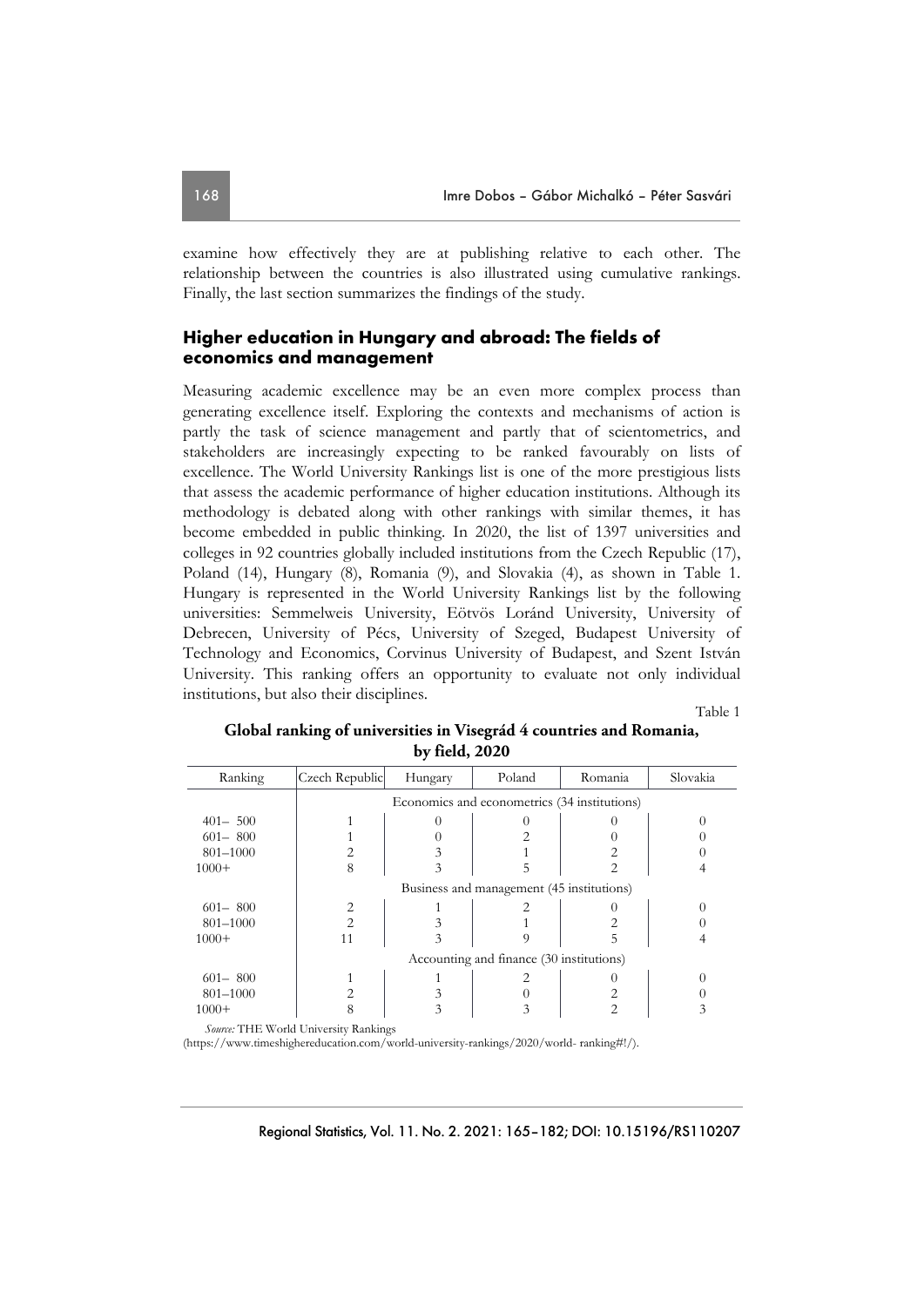examine how effectively they are at publishing relative to each other. The relationship between the countries is also illustrated using cumulative rankings. Finally, the last section summarizes the findings of the study.

## Higher education in Hungary and abroad: The fields of economics and management

Measuring academic excellence may be an even more complex process than generating excellence itself. Exploring the contexts and mechanisms of action is partly the task of science management and partly that of scientometrics, and stakeholders are increasingly expecting to be ranked favourably on lists of excellence. The World University Rankings list is one of the more prestigious lists that assess the academic performance of higher education institutions. Although its methodology is debated along with other rankings with similar themes, it has become embedded in public thinking. In 2020, the list of 1397 universities and colleges in 92 countries globally included institutions from the Czech Republic (17), Poland (14), Hungary (8), Romania (9), and Slovakia (4), as shown in Table 1. Hungary is represented in the World University Rankings list by the following universities: Semmelweis University, Eötvös Loránd University, University of Debrecen, University of Pécs, University of Szeged, Budapest University of Technology and Economics, Corvinus University of Budapest, and Szent István University. This ranking offers an opportunity to evaluate not only individual institutions, but also their disciplines.

Table 1

**Global ranking of universities in Visegrád 4 countries and Romania, by field, 2020**

| Ranking | Czech Republic | Hungary | Poland | Romania | Slovakia |
|---|---|---|---|---|---|
| | Economics and econometrics (34 institutions) | | | | |
| 401– 500 | 1 | 0 | 0 | 0 | 0 |
| 601– 800 | 1 | 0 | 2 | 0 | 0 |
| 801–1000 | 2 | 3 | 1 | 2 | 0 |
| 1000+ | 8 | 3 | 5 | 2 | 4 |
| | Business and management (45 institutions) | | | | |
| 601– 800 | 2 | 1 | 2 | 0 | 0 |
| 801–1000 | 2 | 3 | 1 | 2 | 0 |
| 1000+ | 11 | 3 | 9 | 5 | 4 |
| | Accounting and finance (30 institutions) | | | | |
| 601– 800 | 1 | 1 | 2 | 0 | 0 |
| 801–1000 | 2 | 3 | 0 | 2 | 0 |
| 1000+ | 8 | 3 | 3 | 2 | 3 |

*Source:* THE World University Rankings (https://www.timeshighereducation.com/world-university-rankings/2020/world- ranking#!/).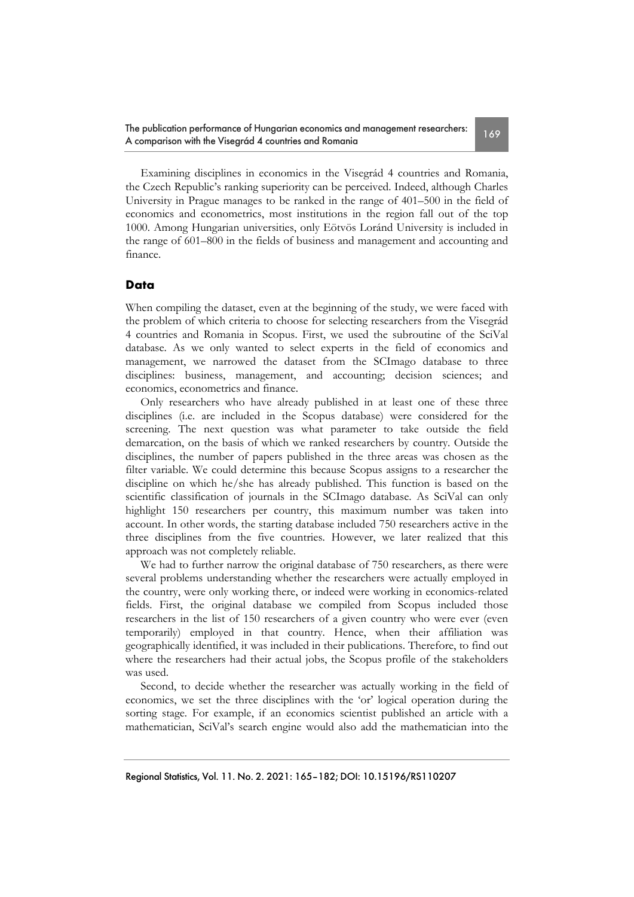Examining disciplines in economics in the Visegrád 4 countries and Romania, the Czech Republic's ranking superiority can be perceived. Indeed, although Charles University in Prague manages to be ranked in the range of 401–500 in the field of economics and econometrics, most institutions in the region fall out of the top 1000. Among Hungarian universities, only Eötvös Loránd University is included in the range of 601–800 in the fields of business and management and accounting and finance.

## Data

When compiling the dataset, even at the beginning of the study, we were faced with the problem of which criteria to choose for selecting researchers from the Visegrád 4 countries and Romania in Scopus. First, we used the subroutine of the SciVal database. As we only wanted to select experts in the field of economics and management, we narrowed the dataset from the SCImago database to three disciplines: business, management, and accounting; decision sciences; and economics, econometrics and finance.

Only researchers who have already published in at least one of these three disciplines (i.e. are included in the Scopus database) were considered for the screening. The next question was what parameter to take outside the field demarcation, on the basis of which we ranked researchers by country. Outside the disciplines, the number of papers published in the three areas was chosen as the filter variable. We could determine this because Scopus assigns to a researcher the discipline on which he/she has already published. This function is based on the scientific classification of journals in the SCImago database. As SciVal can only highlight 150 researchers per country, this maximum number was taken into account. In other words, the starting database included 750 researchers active in the three disciplines from the five countries. However, we later realized that this approach was not completely reliable.

We had to further narrow the original database of 750 researchers, as there were several problems understanding whether the researchers were actually employed in the country, were only working there, or indeed were working in economics-related fields. First, the original database we compiled from Scopus included those researchers in the list of 150 researchers of a given country who were ever (even temporarily) employed in that country. Hence, when their affiliation was geographically identified, it was included in their publications. Therefore, to find out where the researchers had their actual jobs, the Scopus profile of the stakeholders was used.

Second, to decide whether the researcher was actually working in the field of economics, we set the three disciplines with the 'or' logical operation during the sorting stage. For example, if an economics scientist published an article with a mathematician, SciVal's search engine would also add the mathematician into the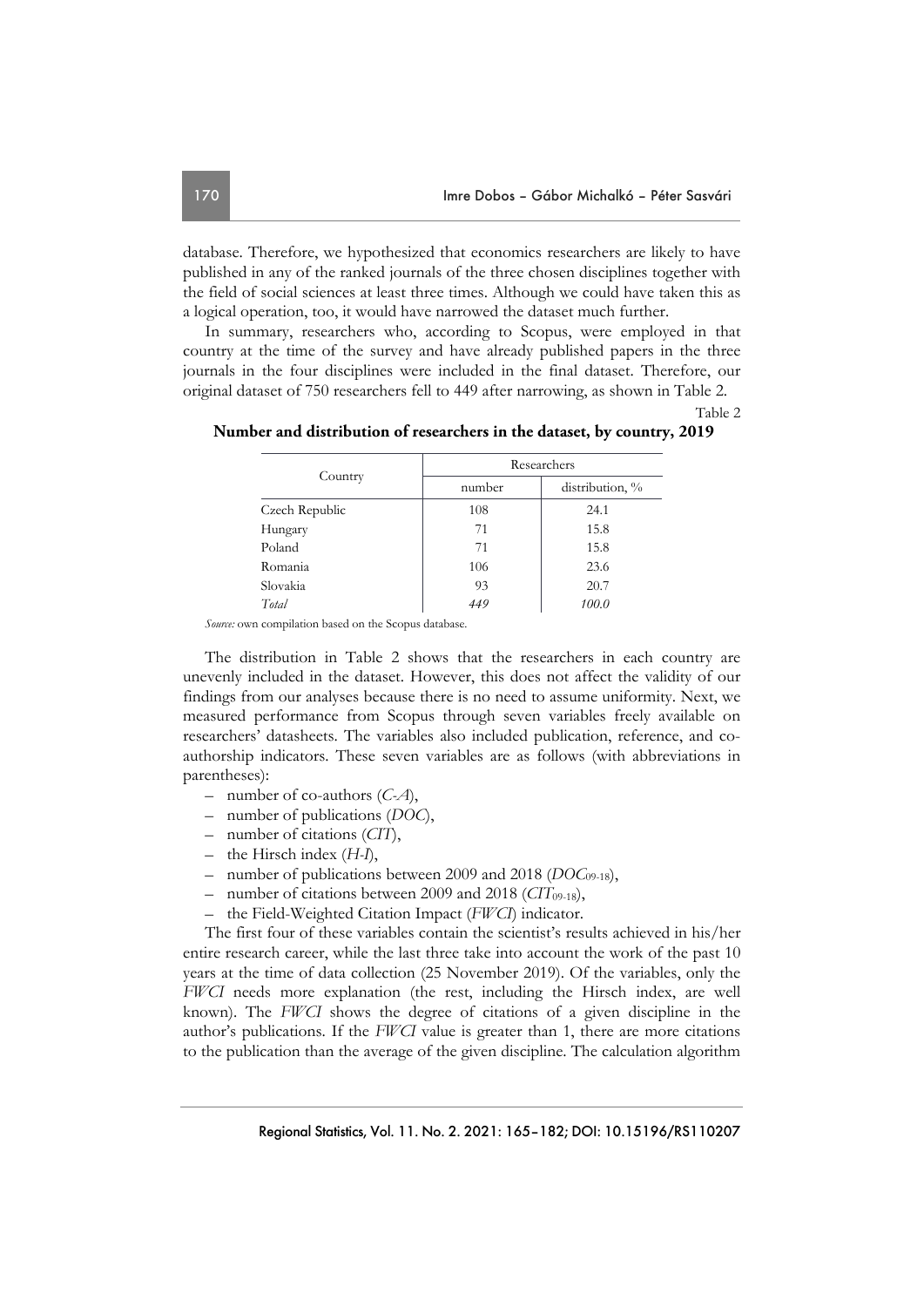database. Therefore, we hypothesized that economics researchers are likely to have published in any of the ranked journals of the three chosen disciplines together with the field of social sciences at least three times. Although we could have taken this as a logical operation, too, it would have narrowed the dataset much further.

In summary, researchers who, according to Scopus, were employed in that country at the time of the survey and have already published papers in the three journals in the four disciplines were included in the final dataset. Therefore, our original dataset of 750 researchers fell to 449 after narrowing, as shown in Table 2.

Table 2

**Number and distribution of researchers in the dataset, by country, 2019**

| Country | Researchers | |
|---|---|---|
| | number | distribution, % |
| Czech Republic | 108 | 24.1 |
| Hungary | 71 | 15.8 |
| Poland | 71 | 15.8 |
| Romania | 106 | 23.6 |
| Slovakia | 93 | 20.7 |
| *Total* | *449* | *100.0* |

*Source:* own compilation based on the Scopus database.

The distribution in Table 2 shows that the researchers in each country are unevenly included in the dataset. However, this does not affect the validity of our findings from our analyses because there is no need to assume uniformity. Next, we measured performance from Scopus through seven variables freely available on researchers' datasheets. The variables also included publication, reference, and co-authorship indicators. These seven variables are as follows (with abbreviations in parentheses):

- number of co-authors (*C-A*),
- number of publications (*DOC*),
- number of citations (*CIT*),
- the Hirsch index (*H-I*),
- number of publications between 2009 and 2018 ($DOC_{09\text{-}18}$),
- number of citations between 2009 and 2018 ($CIT_{09\text{-}18}$),
- the Field-Weighted Citation Impact (*FWCI*) indicator.

The first four of these variables contain the scientist's results achieved in his/her entire research career, while the last three take into account the work of the past 10 years at the time of data collection (25 November 2019). Of the variables, only the *FWCI* needs more explanation (the rest, including the Hirsch index, are well known). The *FWCI* shows the degree of citations of a given discipline in the author's publications. If the *FWCI* value is greater than 1, there are more citations to the publication than the average of the given discipline. The calculation algorithm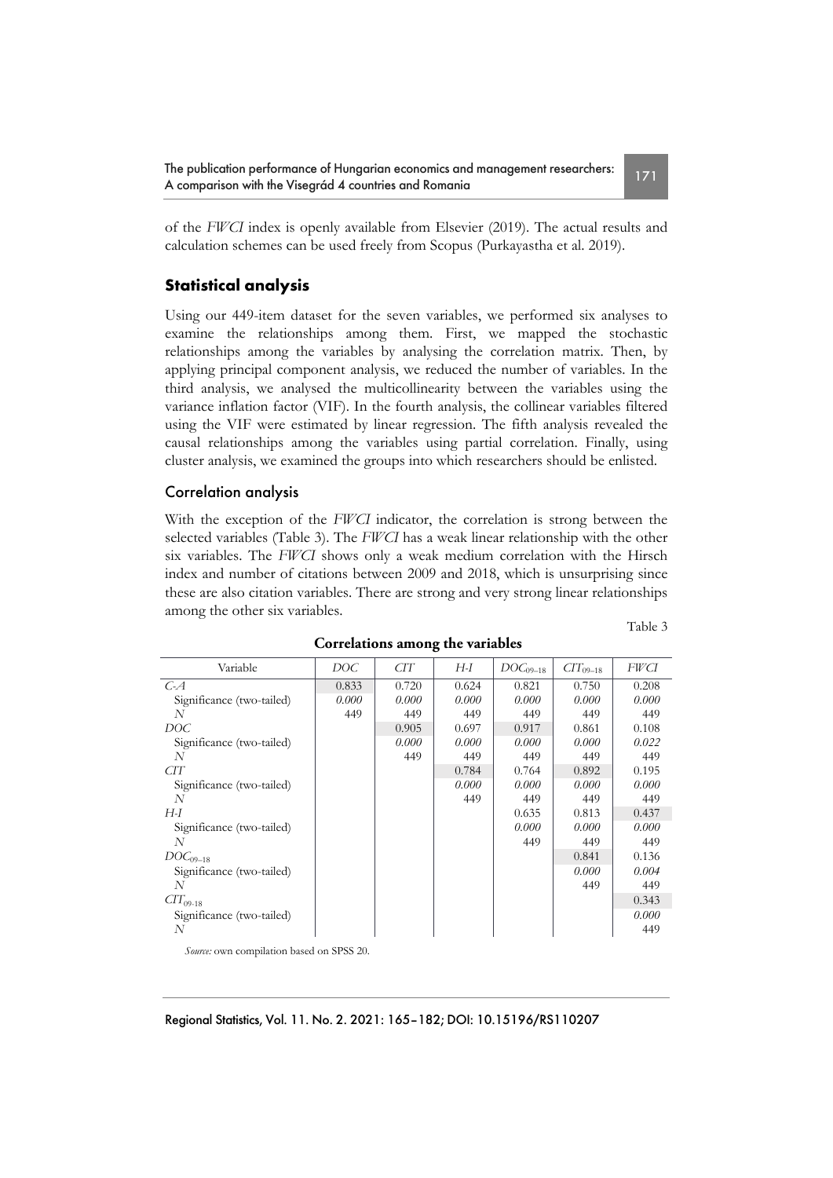of the *FWCI* index is openly available from Elsevier (2019). The actual results and calculation schemes can be used freely from Scopus (Purkayastha et al. 2019).

## Statistical analysis

Using our 449-item dataset for the seven variables, we performed six analyses to examine the relationships among them. First, we mapped the stochastic relationships among the variables by analysing the correlation matrix. Then, by applying principal component analysis, we reduced the number of variables. In the third analysis, we analysed the multicollinearity between the variables using the variance inflation factor (VIF). In the fourth analysis, the collinear variables filtered using the VIF were estimated by linear regression. The fifth analysis revealed the causal relationships among the variables using partial correlation. Finally, using cluster analysis, we examined the groups into which researchers should be enlisted.

### Correlation analysis

With the exception of the *FWCI* indicator, the correlation is strong between the selected variables (Table 3). The *FWCI* has a weak linear relationship with the other six variables. The *FWCI* shows only a weak medium correlation with the Hirsch index and number of citations between 2009 and 2018, which is unsurprising since these are also citation variables. There are strong and very strong linear relationships among the other six variables.

Table 3

**Correlations among the variables**

| Variable | *DOC* | *CIT* | *H-I* | $DOC_{09-18}$ | $CIT_{09-18}$ | *FWCI* |
|---|---|---|---|---|---|---|
| *C-A* | 0.833 | 0.720 | 0.624 | 0.821 | 0.750 | 0.208 |
| Significance (two-tailed) | *0.000* | *0.000* | *0.000* | *0.000* | *0.000* | *0.000* |
| *N* | 449 | 449 | 449 | 449 | 449 | 449 |
| *DOC* | | 0.905 | 0.697 | 0.917 | 0.861 | 0.108 |
| Significance (two-tailed) | | *0.000* | *0.000* | *0.000* | *0.000* | *0.022* |
| *N* | | 449 | 449 | 449 | 449 | 449 |
| *CIT* | | | 0.784 | 0.764 | 0.892 | 0.195 |
| Significance (two-tailed) | | | *0.000* | *0.000* | *0.000* | *0.000* |
| *N* | | | 449 | 449 | 449 | 449 |
| *H-I* | | | | 0.635 | 0.813 | 0.437 |
| Significance (two-tailed) | | | | *0.000* | *0.000* | *0.000* |
| *N* | | | | 449 | 449 | 449 |
| $DOC_{09-18}$ | | | | | 0.841 | 0.136 |
| Significance (two-tailed) | | | | | *0.000* | *0.004* |
| *N* | | | | | 449 | 449 |
| $CIT_{09-18}$ | | | | | | 0.343 |
| Significance (two-tailed) | | | | | | *0.000* |
| *N* | | | | | | 449 |

*Source:* own compilation based on SPSS 20.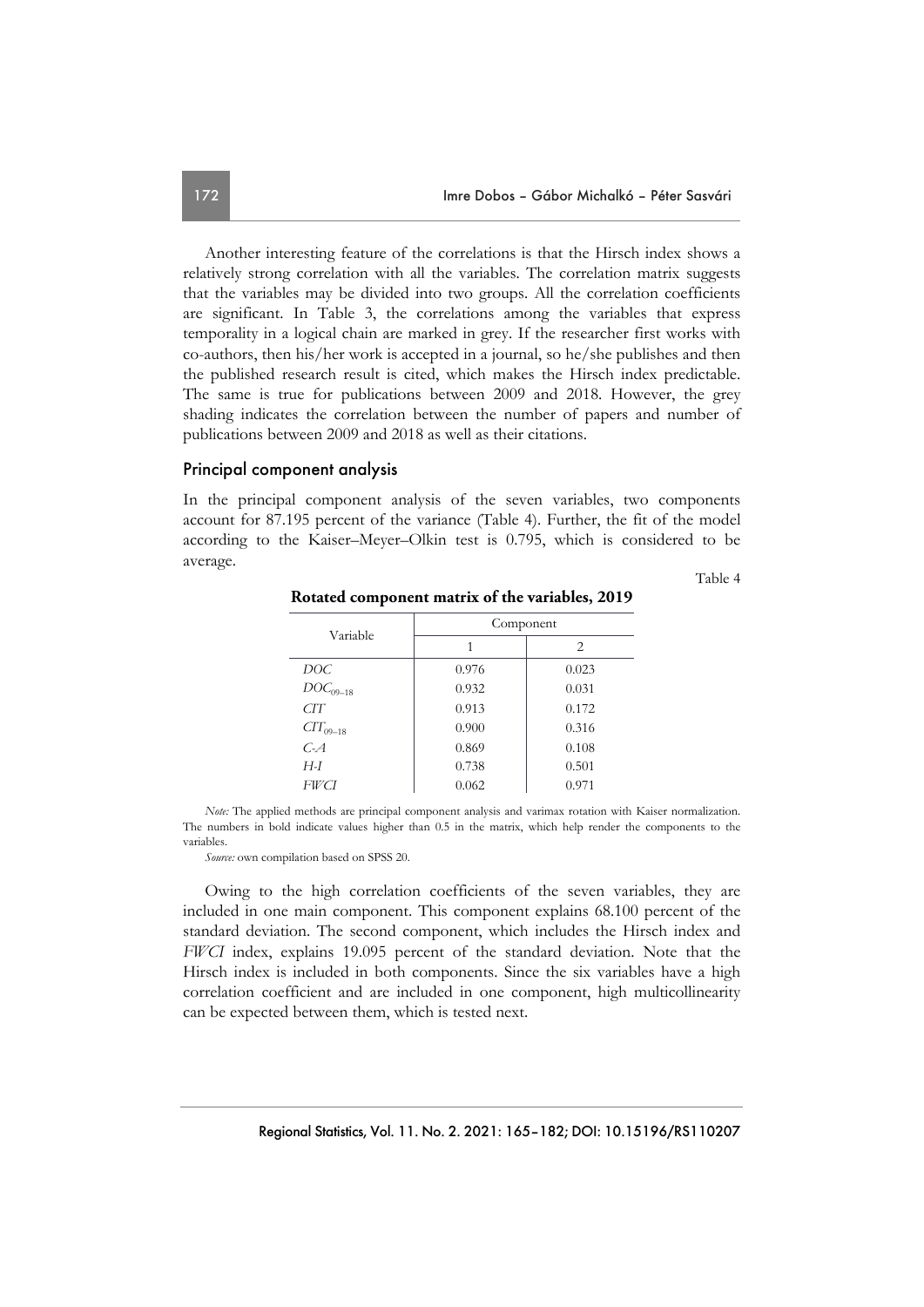Another interesting feature of the correlations is that the Hirsch index shows a relatively strong correlation with all the variables. The correlation matrix suggests that the variables may be divided into two groups. All the correlation coefficients are significant. In Table 3, the correlations among the variables that express temporality in a logical chain are marked in grey. If the researcher first works with co-authors, then his/her work is accepted in a journal, so he/she publishes and then the published research result is cited, which makes the Hirsch index predictable. The same is true for publications between 2009 and 2018. However, the grey shading indicates the correlation between the number of papers and number of publications between 2009 and 2018 as well as their citations.

## Principal component analysis

In the principal component analysis of the seven variables, two components account for 87.195 percent of the variance (Table 4). Further, the fit of the model according to the Kaiser–Meyer–Olkin test is 0.795, which is considered to be average.

Table 4

**Rotated component matrix of the variables, 2019**

| Variable | Component | |
|---|---|---|
| | 1 | 2 |
| *DOC* | 0.976 | 0.023 |
| $DOC_{09-18}$ | 0.932 | 0.031 |
| *CIT* | 0.913 | 0.172 |
| $CIT_{09-18}$ | 0.900 | 0.316 |
| *C-A* | 0.869 | 0.108 |
| *H-I* | 0.738 | 0.501 |
| *FWCI* | 0.062 | 0.971 |

*Note:* The applied methods are principal component analysis and varimax rotation with Kaiser normalization. The numbers in bold indicate values higher than 0.5 in the matrix, which help render the components to the variables.

*Source:* own compilation based on SPSS 20.

Owing to the high correlation coefficients of the seven variables, they are included in one main component. This component explains 68.100 percent of the standard deviation. The second component, which includes the Hirsch index and *FWCI* index, explains 19.095 percent of the standard deviation. Note that the Hirsch index is included in both components. Since the six variables have a high correlation coefficient and are included in one component, high multicollinearity can be expected between them, which is tested next.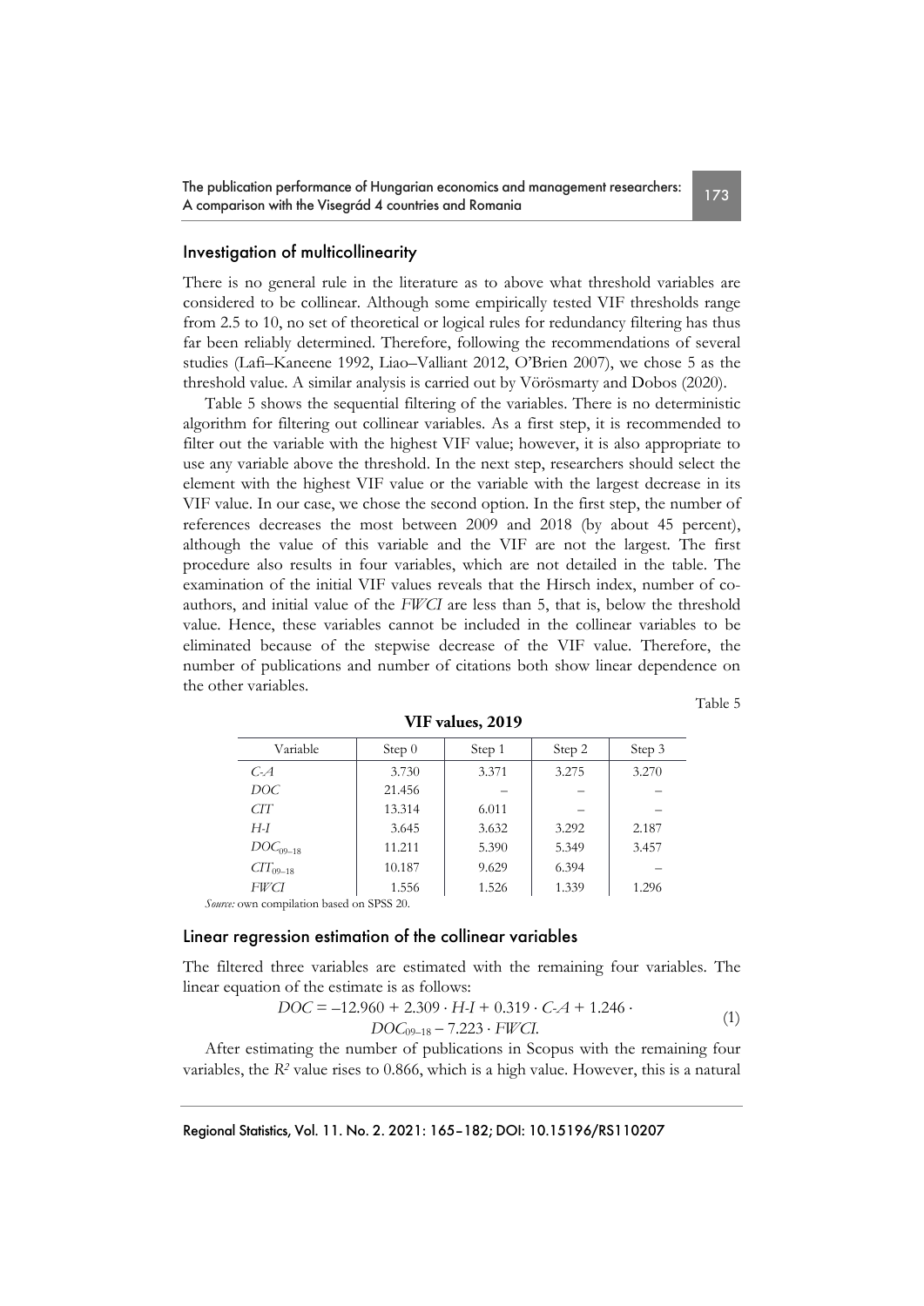## Investigation of multicollinearity

There is no general rule in the literature as to above what threshold variables are considered to be collinear. Although some empirically tested VIF thresholds range from 2.5 to 10, no set of theoretical or logical rules for redundancy filtering has thus far been reliably determined. Therefore, following the recommendations of several studies (Lafi–Kaneene 1992, Liao–Valliant 2012, O'Brien 2007), we chose 5 as the threshold value. A similar analysis is carried out by Vörösmarty and Dobos (2020).

Table 5 shows the sequential filtering of the variables. There is no deterministic algorithm for filtering out collinear variables. As a first step, it is recommended to filter out the variable with the highest VIF value; however, it is also appropriate to use any variable above the threshold. In the next step, researchers should select the element with the highest VIF value or the variable with the largest decrease in its VIF value. In our case, we chose the second option. In the first step, the number of references decreases the most between 2009 and 2018 (by about 45 percent), although the value of this variable and the VIF are not the largest. The first procedure also results in four variables, which are not detailed in the table. The examination of the initial VIF values reveals that the Hirsch index, number of co-authors, and initial value of the *FWCI* are less than 5, that is, below the threshold value. Hence, these variables cannot be included in the collinear variables to be eliminated because of the stepwise decrease of the VIF value. Therefore, the number of publications and number of citations both show linear dependence on the other variables.

Table 5

**VIF values, 2019**

| Variable | Step 0 | Step 1 | Step 2 | Step 3 |
|---|---|---|---|---|
| *C-A* | 3.730 | 3.371 | 3.275 | 3.270 |
| *DOC* | 21.456 | – | – | – |
| *CIT* | 13.314 | 6.011 | – | – |
| *H-I* | 3.645 | 3.632 | 3.292 | 2.187 |
| $DOC_{09–18}$ | 11.211 | 5.390 | 5.349 | 3.457 |
| $CIT_{09–18}$ | 10.187 | 9.629 | 6.394 | – |
| *FWCI* | 1.556 | 1.526 | 1.339 | 1.296 |

*Source:* own compilation based on SPSS 20.

## Linear regression estimation of the collinear variables

The filtered three variables are estimated with the remaining four variables. The linear equation of the estimate is as follows:

$$DOC = -12.960 + 2.309 \cdot H\text{-}I + 0.319 \cdot C\text{-}A + 1.246 \cdot DOC_{09-18} - 7.223 \cdot FWCI. \tag{1}$$

After estimating the number of publications in Scopus with the remaining four variables, the $R^2$ value rises to 0.866, which is a high value. However, this is a natural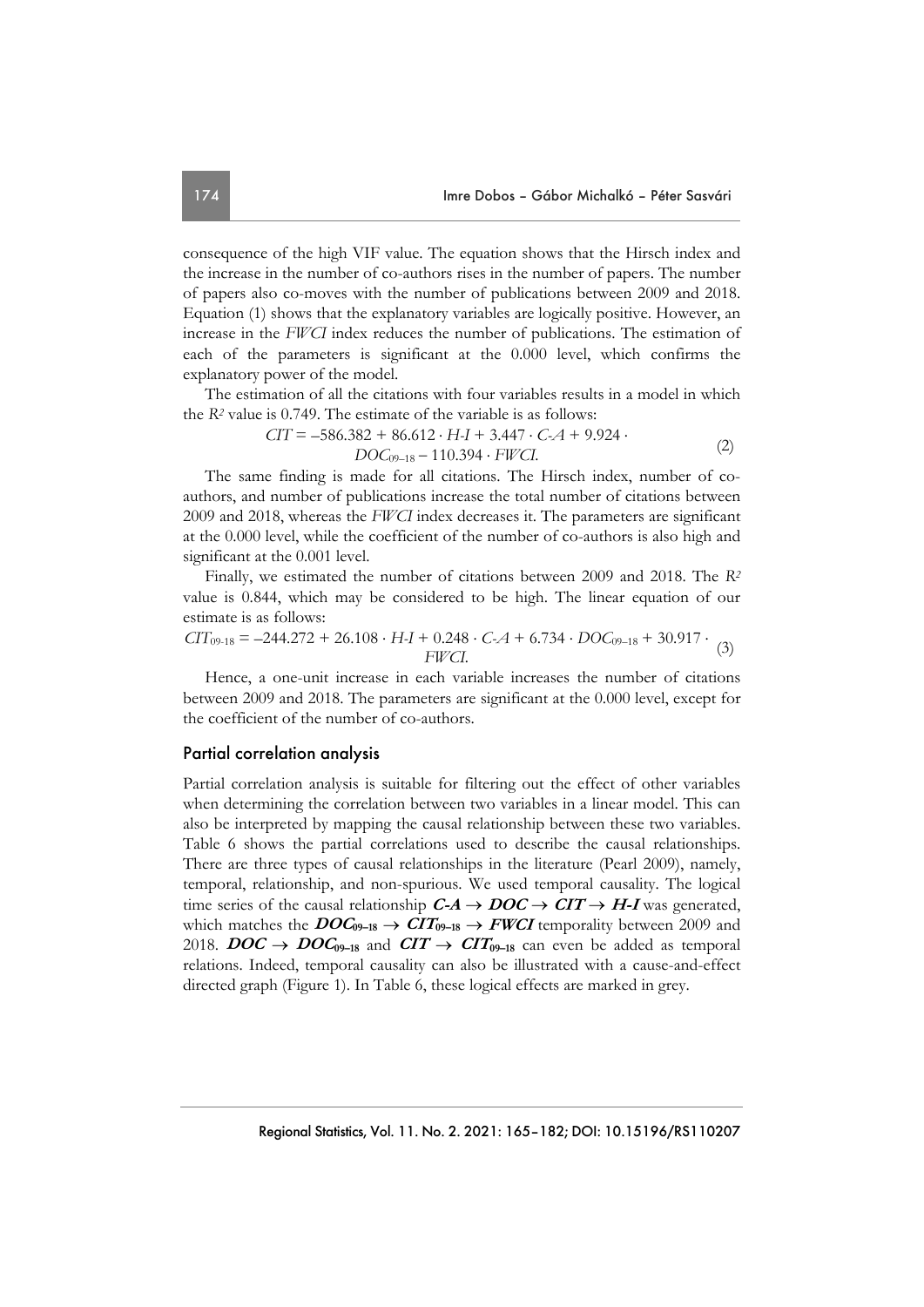consequence of the high VIF value. The equation shows that the Hirsch index and the increase in the number of co-authors rises in the number of papers. The number of papers also co-moves with the number of publications between 2009 and 2018. Equation (1) shows that the explanatory variables are logically positive. However, an increase in the *FWCI* index reduces the number of publications. The estimation of each of the parameters is significant at the 0.000 level, which confirms the explanatory power of the model.

The estimation of all the citations with four variables results in a model in which the $R^2$ value is 0.749. The estimate of the variable is as follows:

$$CIT = -586.382 + 86.612 \cdot H\text{-}I + 3.447 \cdot C\text{-}A + 9.924 \cdot DOC_{09-18} - 110.394 \cdot FWCI. \tag{2}$$

The same finding is made for all citations. The Hirsch index, number of co-authors, and number of publications increase the total number of citations between 2009 and 2018, whereas the *FWCI* index decreases it. The parameters are significant at the 0.000 level, while the coefficient of the number of co-authors is also high and significant at the 0.001 level.

Finally, we estimated the number of citations between 2009 and 2018. The $R^2$ value is 0.844, which may be considered to be high. The linear equation of our estimate is as follows:

$$CIT_{09\text{-}18} = -244.272 + 26.108 \cdot H\text{-}I + 0.248 \cdot C\text{-}A + 6.734 \cdot DOC_{09-18} + 30.917 \cdot FWCI. \tag{3}$$

Hence, a one-unit increase in each variable increases the number of citations between 2009 and 2018. The parameters are significant at the 0.000 level, except for the coefficient of the number of co-authors.

## Partial correlation analysis

Partial correlation analysis is suitable for filtering out the effect of other variables when determining the correlation between two variables in a linear model. This can also be interpreted by mapping the causal relationship between these two variables. Table 6 shows the partial correlations used to describe the causal relationships. There are three types of causal relationships in the literature (Pearl 2009), namely, temporal, relationship, and non-spurious. We used temporal causality. The logical time series of the causal relationship $\boldsymbol{C\text{-}A \rightarrow DOC \rightarrow CIT \rightarrow H\text{-}I}$ was generated, which matches the $\boldsymbol{DOC_{09-18} \rightarrow CIT_{09-18} \rightarrow FWCI}$ temporality between 2009 and 2018. $\boldsymbol{DOC \rightarrow DOC_{09-18}}$ and $\boldsymbol{CIT \rightarrow CIT_{09-18}}$ can even be added as temporal relations. Indeed, temporal causality can also be illustrated with a cause-and-effect directed graph (Figure 1). In Table 6, these logical effects are marked in grey.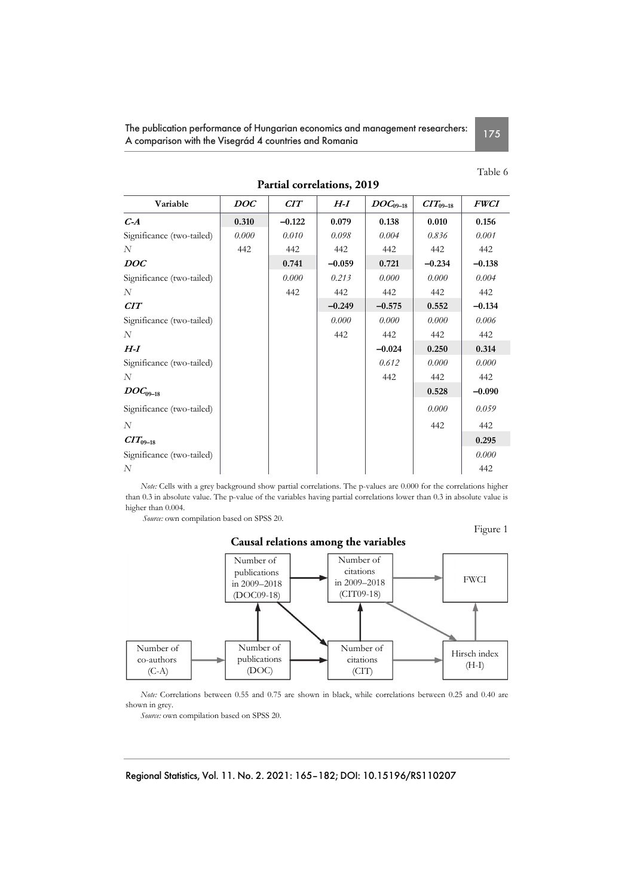Table 6

**Partial correlations, 2019**

| Variable | *DOC* | *CIT* | *H-I* | $DOC_{09-18}$ | $CIT_{09-18}$ | *FWCI* |
|---|---|---|---|---|---|---|
| ***C-A*** | **0.310** | **–0.122** | **0.079** | **0.138** | **0.010** | **0.156** |
| Significance (two-tailed) | *0.000* | *0.010* | *0.098* | *0.004* | *0.836* | *0.001* |
| *N* | 442 | 442 | 442 | 442 | 442 | 442 |
| ***DOC*** | | **0.741** | **–0.059** | **0.721** | **–0.234** | **–0.138** |
| Significance (two-tailed) | | *0.000* | *0.213* | *0.000* | *0.000* | *0.004* |
| *N* | | 442 | 442 | 442 | 442 | 442 |
| ***CIT*** | | | **–0.249** | **–0.575** | **0.552** | **–0.134** |
| Significance (two-tailed) | | | *0.000* | *0.000* | *0.000* | *0.006* |
| *N* | | | 442 | 442 | 442 | 442 |
| ***H-I*** | | | | **–0.024** | **0.250** | **0.314** |
| Significance (two-tailed) | | | | *0.612* | *0.000* | *0.000* |
| *N* | | | | 442 | 442 | 442 |
| $DOC_{09-18}$ | | | | | **0.528** | **–0.090** |
| Significance (two-tailed) | | | | | *0.000* | *0.059* |
| *N* | | | | | 442 | 442 |
| $CIT_{09-18}$ | | | | | | **0.295** |
| Significance (two-tailed) | | | | | | *0.000* |
| *N* | | | | | | 442 |

*Note:* Cells with a grey background show partial correlations. The p-values are 0.000 for the correlations higher than 0.3 in absolute value. The p-value of the variables having partial correlations lower than 0.3 in absolute value is higher than 0.004.

*Source:* own compilation based on SPSS 20.

Figure 1

**Causal relations among the variables**

*Note:* Correlations between 0.55 and 0.75 are shown in black, while correlations between 0.25 and 0.40 are shown in grey.

*Source:* own compilation based on SPSS 20.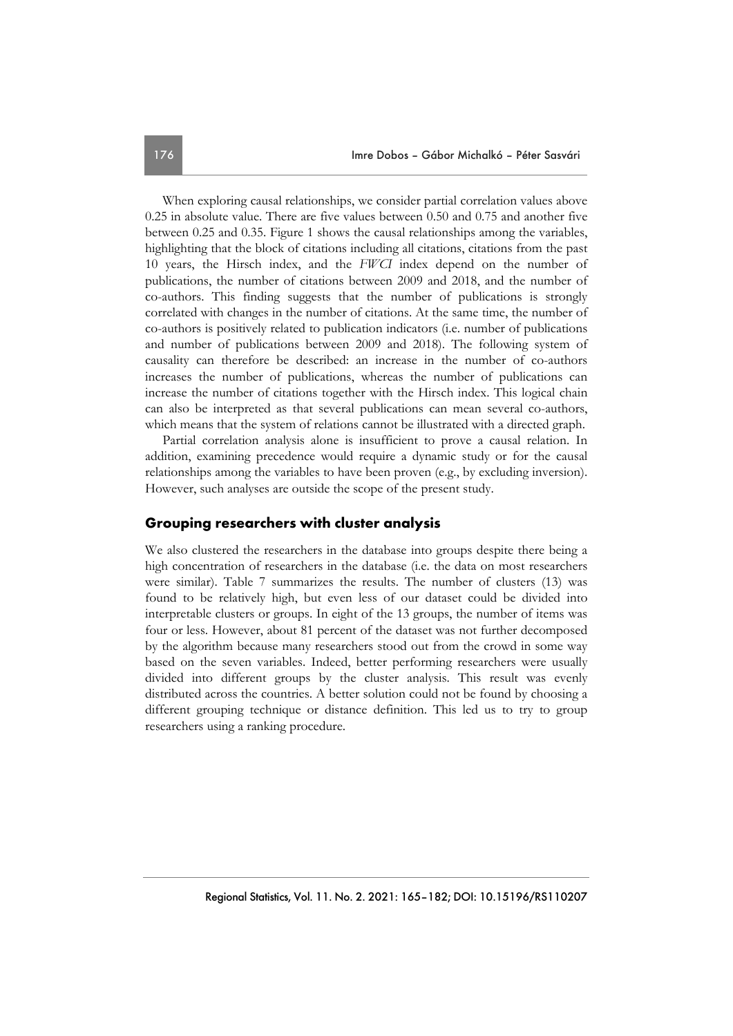When exploring causal relationships, we consider partial correlation values above 0.25 in absolute value. There are five values between 0.50 and 0.75 and another five between 0.25 and 0.35. Figure 1 shows the causal relationships among the variables, highlighting that the block of citations including all citations, citations from the past 10 years, the Hirsch index, and the *FWCI* index depend on the number of publications, the number of citations between 2009 and 2018, and the number of co-authors. This finding suggests that the number of publications is strongly correlated with changes in the number of citations. At the same time, the number of co-authors is positively related to publication indicators (i.e. number of publications and number of publications between 2009 and 2018). The following system of causality can therefore be described: an increase in the number of co-authors increases the number of publications, whereas the number of publications can increase the number of citations together with the Hirsch index. This logical chain can also be interpreted as that several publications can mean several co-authors, which means that the system of relations cannot be illustrated with a directed graph.

Partial correlation analysis alone is insufficient to prove a causal relation. In addition, examining precedence would require a dynamic study or for the causal relationships among the variables to have been proven (e.g., by excluding inversion). However, such analyses are outside the scope of the present study.

## Grouping researchers with cluster analysis

We also clustered the researchers in the database into groups despite there being a high concentration of researchers in the database (i.e. the data on most researchers were similar). Table 7 summarizes the results. The number of clusters (13) was found to be relatively high, but even less of our dataset could be divided into interpretable clusters or groups. In eight of the 13 groups, the number of items was four or less. However, about 81 percent of the dataset was not further decomposed by the algorithm because many researchers stood out from the crowd in some way based on the seven variables. Indeed, better performing researchers were usually divided into different groups by the cluster analysis. This result was evenly distributed across the countries. A better solution could not be found by choosing a different grouping technique or distance definition. This led us to try to group researchers using a ranking procedure.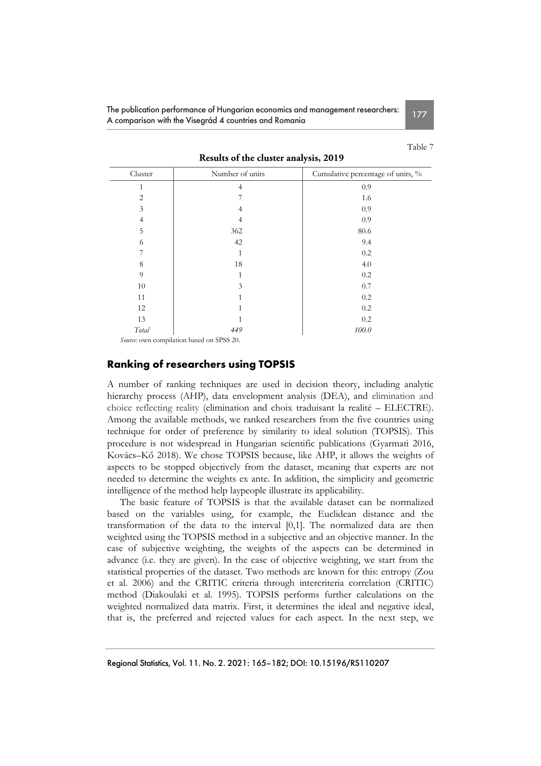Table 7

**Results of the cluster analysis, 2019**

| Cluster | Number of units | Cumulative percentage of units, % |
|---|---|---|
| 1 | 4 | 0.9 |
| 2 | 7 | 1.6 |
| 3 | 4 | 0.9 |
| 4 | 4 | 0.9 |
| 5 | 362 | 80.6 |
| 6 | 42 | 9.4 |
| 7 | 1 | 0.2 |
| 8 | 18 | 4.0 |
| 9 | 1 | 0.2 |
| 10 | 3 | 0.7 |
| 11 | 1 | 0.2 |
| 12 | 1 | 0.2 |
| 13 | 1 | 0.2 |
| *Total* | *449* | *100.0* |

*Source:* own compilation based on SPSS 20.

## Ranking of researchers using TOPSIS

A number of ranking techniques are used in decision theory, including analytic hierarchy process (AHP), data envelopment analysis (DEA), and elimination and choice reflecting reality (elimination and choix traduisant la realité – ELECTRE). Among the available methods, we ranked researchers from the five countries using technique for order of preference by similarity to ideal solution (TOPSIS). This procedure is not widespread in Hungarian scientific publications (Gyarmati 2016, Kovács–Kő 2018). We chose TOPSIS because, like AHP, it allows the weights of aspects to be stopped objectively from the dataset, meaning that experts are not needed to determine the weights ex ante. In addition, the simplicity and geometric intelligence of the method help laypeople illustrate its applicability.

The basic feature of TOPSIS is that the available dataset can be normalized based on the variables using, for example, the Euclidean distance and the transformation of the data to the interval [0,1]. The normalized data are then weighted using the TOPSIS method in a subjective and an objective manner. In the case of subjective weighting, the weights of the aspects can be determined in advance (i.e. they are given). In the case of objective weighting, we start from the statistical properties of the dataset. Two methods are known for this: entropy (Zou et al. 2006) and the CRITIC criteria through intercriteria correlation (CRITIC) method (Diakoulaki et al. 1995). TOPSIS performs further calculations on the weighted normalized data matrix. First, it determines the ideal and negative ideal, that is, the preferred and rejected values for each aspect. In the next step, we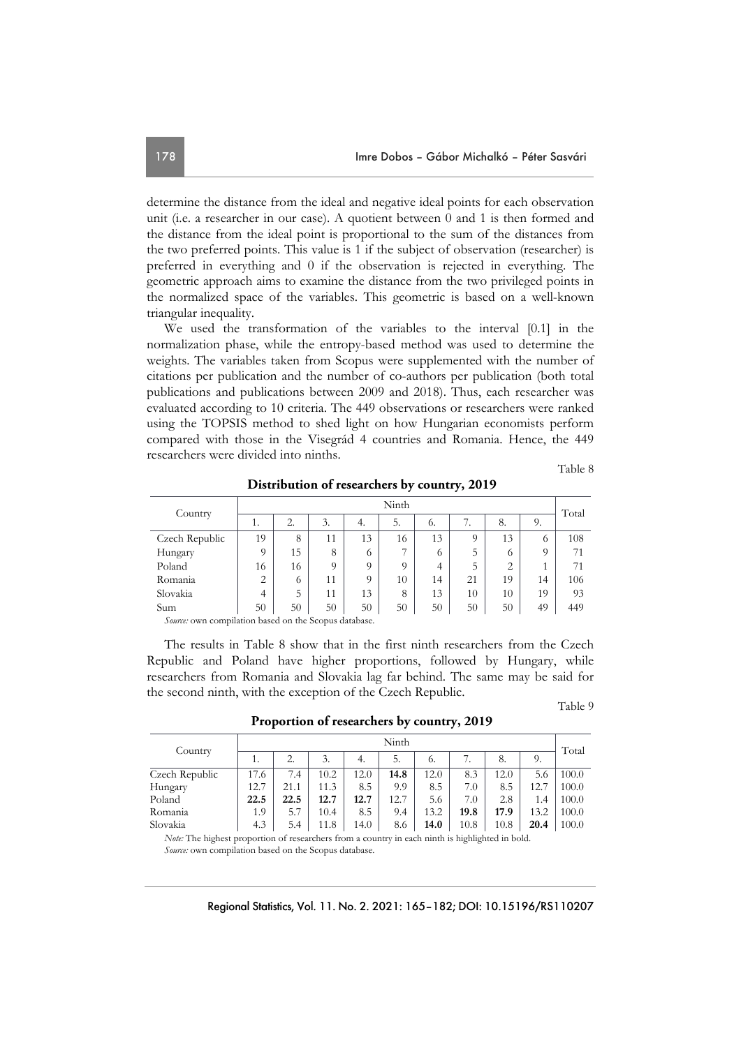determine the distance from the ideal and negative ideal points for each observation unit (i.e. a researcher in our case). A quotient between 0 and 1 is then formed and the distance from the ideal point is proportional to the sum of the distances from the two preferred points. This value is 1 if the subject of observation (researcher) is preferred in everything and 0 if the observation is rejected in everything. The geometric approach aims to examine the distance from the two privileged points in the normalized space of the variables. This geometric is based on a well-known triangular inequality.

We used the transformation of the variables to the interval [0.1] in the normalization phase, while the entropy-based method was used to determine the weights. The variables taken from Scopus were supplemented with the number of citations per publication and the number of co-authors per publication (both total publications and publications between 2009 and 2018). Thus, each researcher was evaluated according to 10 criteria. The 449 observations or researchers were ranked using the TOPSIS method to shed light on how Hungarian economists perform compared with those in the Visegrád 4 countries and Romania. Hence, the 449 researchers were divided into ninths.

Table 8

**Distribution of researchers by country, 2019**

| Country | Ninth | | | | | | | | | Total |
|---|---|---|---|---|---|---|---|---|---|---|
| | 1. | 2. | 3. | 4. | 5. | 6. | 7. | 8. | 9. | |
| Czech Republic | 19 | 8 | 11 | 13 | 16 | 13 | 9 | 13 | 6 | 108 |
| Hungary | 9 | 15 | 8 | 6 | 7 | 6 | 5 | 6 | 9 | 71 |
| Poland | 16 | 16 | 9 | 9 | 9 | 4 | 5 | 2 | 1 | 71 |
| Romania | 2 | 6 | 11 | 9 | 10 | 14 | 21 | 19 | 14 | 106 |
| Slovakia | 4 | 5 | 11 | 13 | 8 | 13 | 10 | 10 | 19 | 93 |
| Sum | 50 | 50 | 50 | 50 | 50 | 50 | 50 | 50 | 49 | 449 |

*Source:* own compilation based on the Scopus database.

The results in Table 8 show that in the first ninth researchers from the Czech Republic and Poland have higher proportions, followed by Hungary, while researchers from Romania and Slovakia lag far behind. The same may be said for the second ninth, with the exception of the Czech Republic.

Table 9

**Proportion of researchers by country, 2019**

| Country | Ninth | | | | | | | | | Total |
|---|---|---|---|---|---|---|---|---|---|---|
| | 1. | 2. | 3. | 4. | 5. | 6. | 7. | 8. | 9. | |
| Czech Republic | 17.6 | 7.4 | 10.2 | 12.0 | **14.8** | 12.0 | 8.3 | 12.0 | 5.6 | 100.0 |
| Hungary | 12.7 | 21.1 | 11.3 | 8.5 | 9.9 | 8.5 | 7.0 | 8.5 | 12.7 | 100.0 |
| Poland | **22.5** | **22.5** | **12.7** | **12.7** | 12.7 | 5.6 | 7.0 | 2.8 | 1.4 | 100.0 |
| Romania | 1.9 | 5.7 | 10.4 | 8.5 | 9.4 | 13.2 | **19.8** | **17.9** | 13.2 | 100.0 |
| Slovakia | 4.3 | 5.4 | 11.8 | 14.0 | 8.6 | **14.0** | 10.8 | 10.8 | **20.4** | 100.0 |

*Note:* The highest proportion of researchers from a country in each ninth is highlighted in bold.
*Source:* own compilation based on the Scopus database.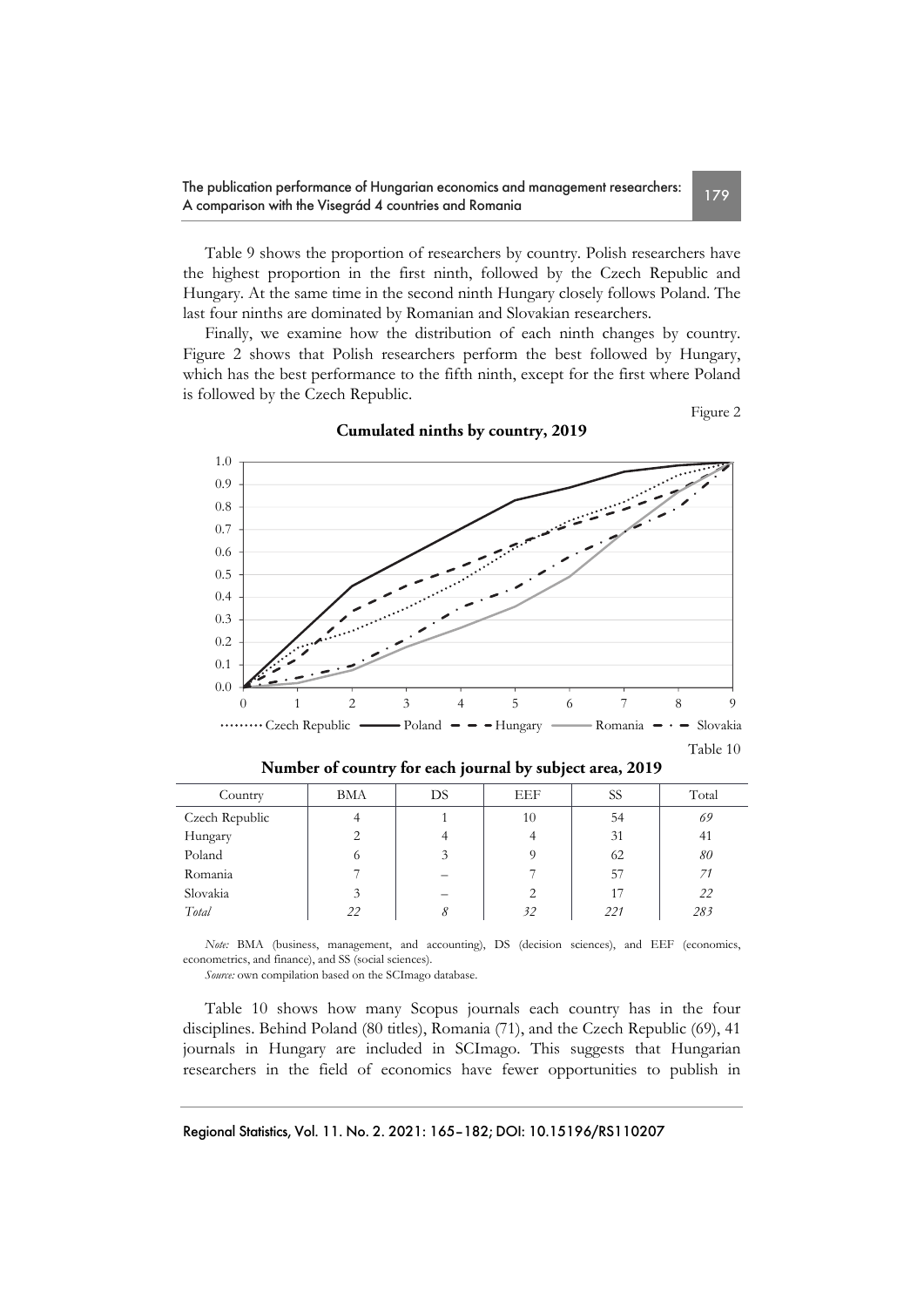Table 9 shows the proportion of researchers by country. Polish researchers have the highest proportion in the first ninth, followed by the Czech Republic and Hungary. At the same time in the second ninth Hungary closely follows Poland. The last four ninths are dominated by Romanian and Slovakian researchers.

Finally, we examine how the distribution of each ninth changes by country. Figure 2 shows that Polish researchers perform the best followed by Hungary, which has the best performance to the fifth ninth, except for the first where Poland is followed by the Czech Republic.

Figure 2

**Cumulated ninths by country, 2019**

Table 10

**Number of country for each journal by subject area, 2019**

| Country | BMA | DS | EEF | SS | Total |
|---|---|---|---|---|---|
| Czech Republic | 4 | 1 | 10 | 54 | *69* |
| Hungary | 2 | 4 | 4 | 31 | 41 |
| Poland | 6 | 3 | 9 | 62 | *80* |
| Romania | 7 | – | 7 | 57 | *71* |
| Slovakia | 3 | – | 2 | 17 | *22* |
| *Total* | *22* | *8* | *32* | *221* | *283* |

*Note:* BMA (business, management, and accounting), DS (decision sciences), and EEF (economics, econometrics, and finance), and SS (social sciences).

*Source:* own compilation based on the SCImago database.

Table 10 shows how many Scopus journals each country has in the four disciplines. Behind Poland (80 titles), Romania (71), and the Czech Republic (69), 41 journals in Hungary are included in SCImago. This suggests that Hungarian researchers in the field of economics have fewer opportunities to publish in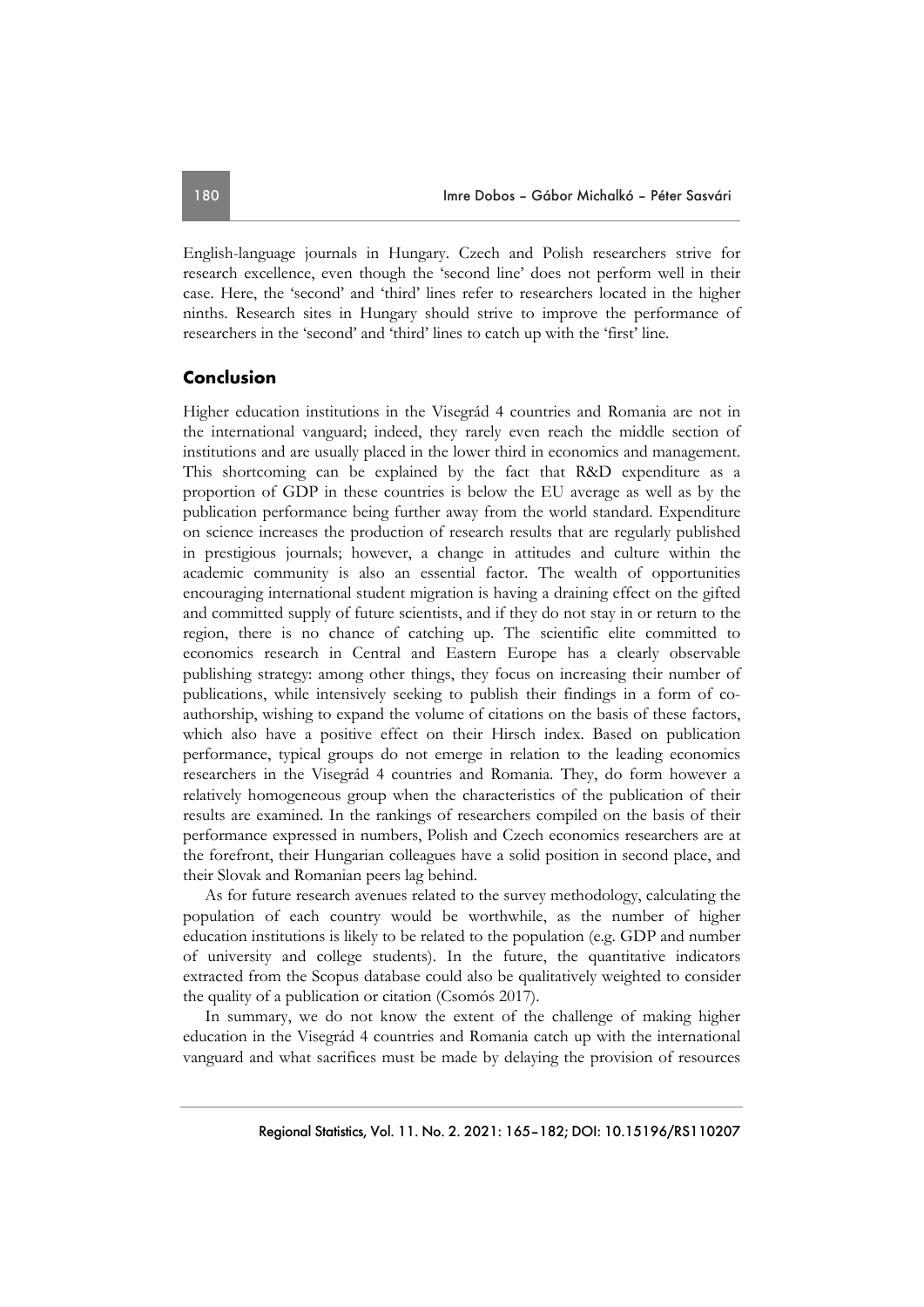English-language journals in Hungary. Czech and Polish researchers strive for research excellence, even though the 'second line' does not perform well in their case. Here, the 'second' and 'third' lines refer to researchers located in the higher ninths. Research sites in Hungary should strive to improve the performance of researchers in the 'second' and 'third' lines to catch up with the 'first' line.

## Conclusion

Higher education institutions in the Visegrád 4 countries and Romania are not in the international vanguard; indeed, they rarely even reach the middle section of institutions and are usually placed in the lower third in economics and management. This shortcoming can be explained by the fact that R&D expenditure as a proportion of GDP in these countries is below the EU average as well as by the publication performance being further away from the world standard. Expenditure on science increases the production of research results that are regularly published in prestigious journals; however, a change in attitudes and culture within the academic community is also an essential factor. The wealth of opportunities encouraging international student migration is having a draining effect on the gifted and committed supply of future scientists, and if they do not stay in or return to the region, there is no chance of catching up. The scientific elite committed to economics research in Central and Eastern Europe has a clearly observable publishing strategy: among other things, they focus on increasing their number of publications, while intensively seeking to publish their findings in a form of co-authorship, wishing to expand the volume of citations on the basis of these factors, which also have a positive effect on their Hirsch index. Based on publication performance, typical groups do not emerge in relation to the leading economics researchers in the Visegrád 4 countries and Romania. They, do form however a relatively homogeneous group when the characteristics of the publication of their results are examined. In the rankings of researchers compiled on the basis of their performance expressed in numbers, Polish and Czech economics researchers are at the forefront, their Hungarian colleagues have a solid position in second place, and their Slovak and Romanian peers lag behind.

As for future research avenues related to the survey methodology, calculating the population of each country would be worthwhile, as the number of higher education institutions is likely to be related to the population (e.g. GDP and number of university and college students). In the future, the quantitative indicators extracted from the Scopus database could also be qualitatively weighted to consider the quality of a publication or citation (Csomós 2017).

In summary, we do not know the extent of the challenge of making higher education in the Visegrád 4 countries and Romania catch up with the international vanguard and what sacrifices must be made by delaying the provision of resources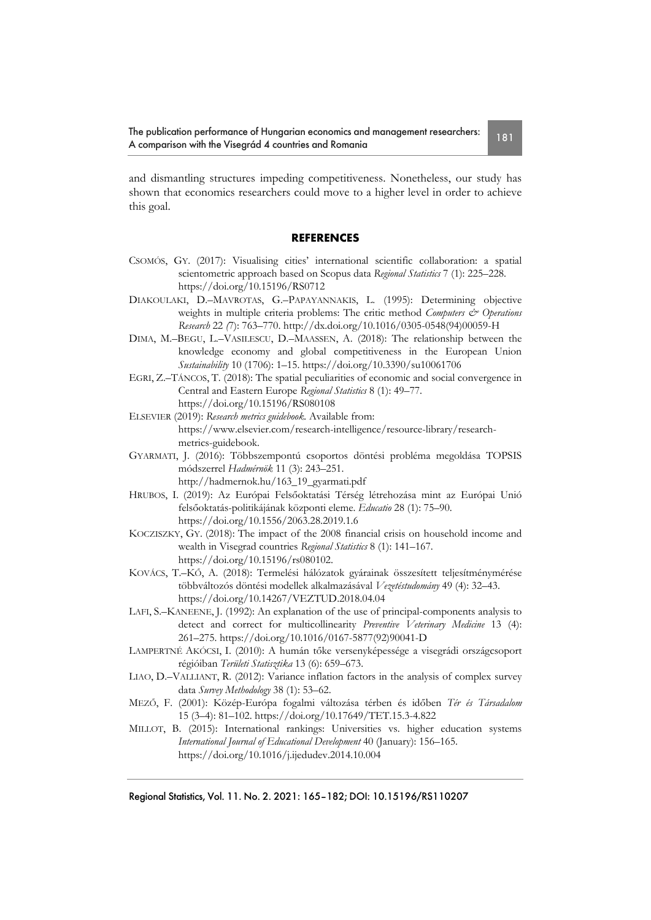and dismantling structures impeding competitiveness. Nonetheless, our study has shown that economics researchers could move to a higher level in order to achieve this goal.

## REFERENCES

CSOMÓS, GY. (2017): Visualising cities' international scientific collaboration: a spatial scientometric approach based on Scopus data *Regional Statistics* 7 (1): 225–228. https://doi.org/10.15196/RS0712

DIAKOULAKI, D.–MAVROTAS, G.–PAPAYANNAKIS, L. (1995): Determining objective weights in multiple criteria problems: The critic method *Computers & Operations Research* 22 (7): 763–770. http://dx.doi.org/10.1016/0305-0548(94)00059-H

DIMA, M.–BEGU, L.–VASILESCU, D.–MAASSEN, A. (2018): The relationship between the knowledge economy and global competitiveness in the European Union *Sustainability* 10 (1706): 1–15. https://doi.org/10.3390/su10061706

EGRI, Z.–TÁNCOS, T. (2018): The spatial peculiarities of economic and social convergence in Central and Eastern Europe *Regional Statistics* 8 (1): 49–77. https://doi.org/10.15196/RS080108

ELSEVIER (2019): *Research metrics guidebook.* Available from: https://www.elsevier.com/research-intelligence/resource-library/research-metrics-guidebook.

GYARMATI, J. (2016): Többszempontú csoportos döntési probléma megoldása TOPSIS módszerrel *Hadmérnök* 11 (3): 243–251. http://hadmernok.hu/163_19_gyarmati.pdf

HRUBOS, I. (2019): Az Európai Felsőoktatási Térség létrehozása mint az Európai Unió felsőoktatás-politikájának központi eleme. *Educatio* 28 (1): 75–90. https://doi.org/10.1556/2063.28.2019.1.6

KOCZISZKY, GY. (2018): The impact of the 2008 financial crisis on household income and wealth in Visegrad countries *Regional Statistics* 8 (1): 141–167. https://doi.org/10.15196/rs080102.

KOVÁCS, T.–KŐ, A. (2018): Termelési hálózatok gyárainak összesített teljesítménymérése többváltozós döntési modellek alkalmazásával *Vezetéstudomány* 49 (4): 32–43. https://doi.org/10.14267/VEZTUD.2018.04.04

LAFI, S.–KANEENE, J. (1992): An explanation of the use of principal-components analysis to detect and correct for multicollinearity *Preventive Veterinary Medicine* 13 (4): 261–275. https://doi.org/10.1016/0167-5877(92)90041-D

LAMPERTNÉ AKÓCSI, I. (2010): A humán tőke versenyképessége a visegrádi országcsoport régióiban *Területi Statisztika* 13 (6): 659–673.

LIAO, D.–VALLIANT, R. (2012): Variance inflation factors in the analysis of complex survey data *Survey Methodology* 38 (1): 53–62.

MEZŐ, F. (2001): Közép-Európa fogalmi változása térben és időben *Tér és Társadalom* 15 (3–4): 81–102. https://doi.org/10.17649/TET.15.3-4.822

MILLOT, B. (2015): International rankings: Universities vs. higher education systems *International Journal of Educational Development* 40 (January): 156–165. https://doi.org/10.1016/j.ijedudev.2014.10.004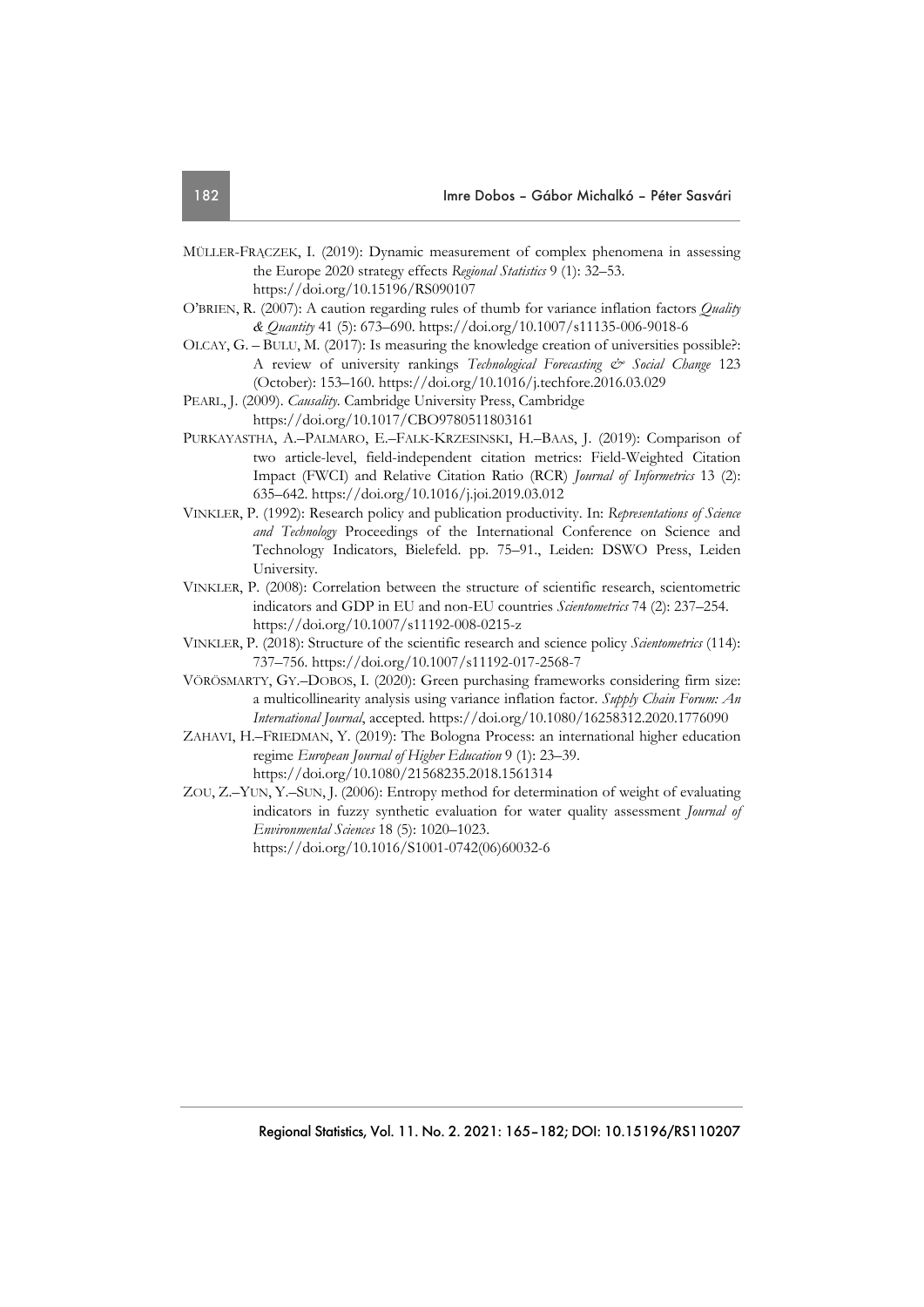MÜLLER-FRĄCZEK, I. (2019): Dynamic measurement of complex phenomena in assessing the Europe 2020 strategy effects *Regional Statistics* 9 (1): 32–53. https://doi.org/10.15196/RS090107

O'BRIEN, R. (2007): A caution regarding rules of thumb for variance inflation factors *Quality & Quantity* 41 (5): 673–690. https://doi.org/10.1007/s11135-006-9018-6

OLCAY, G. – BULU, M. (2017): Is measuring the knowledge creation of universities possible?: A review of university rankings *Technological Forecasting & Social Change* 123 (October): 153–160. https://doi.org/10.1016/j.techfore.2016.03.029

PEARL, J. (2009). *Causality*. Cambridge University Press, Cambridge https://doi.org/10.1017/CBO9780511803161

PURKAYASTHA, A.–PALMARO, E.–FALK-KRZESINSKI, H.–BAAS, J. (2019): Comparison of two article-level, field-independent citation metrics: Field-Weighted Citation Impact (FWCI) and Relative Citation Ratio (RCR) *Journal of Informetrics* 13 (2): 635–642. https://doi.org/10.1016/j.joi.2019.03.012

VINKLER, P. (1992): Research policy and publication productivity. In: *Representations of Science and Technology* Proceedings of the International Conference on Science and Technology Indicators, Bielefeld. pp. 75–91., Leiden: DSWO Press, Leiden University.

VINKLER, P. (2008): Correlation between the structure of scientific research, scientometric indicators and GDP in EU and non-EU countries *Scientometrics* 74 (2): 237–254. https://doi.org/10.1007/s11192-008-0215-z

VINKLER, P. (2018): Structure of the scientific research and science policy *Scientometrics* (114): 737–756. https://doi.org/10.1007/s11192-017-2568-7

VÖRÖSMARTY, GY.–DOBOS, I. (2020): Green purchasing frameworks considering firm size: a multicollinearity analysis using variance inflation factor. *Supply Chain Forum: An International Journal*, accepted. https://doi.org/10.1080/16258312.2020.1776090

ZAHAVI, H.–FRIEDMAN, Y. (2019): The Bologna Process: an international higher education regime *European Journal of Higher Education* 9 (1): 23–39. https://doi.org/10.1080/21568235.2018.1561314

ZOU, Z.–YUN, Y.–SUN, J. (2006): Entropy method for determination of weight of evaluating indicators in fuzzy synthetic evaluation for water quality assessment *Journal of Environmental Sciences* 18 (5): 1020–1023. https://doi.org/10.1016/S1001-0742(06)60032-6